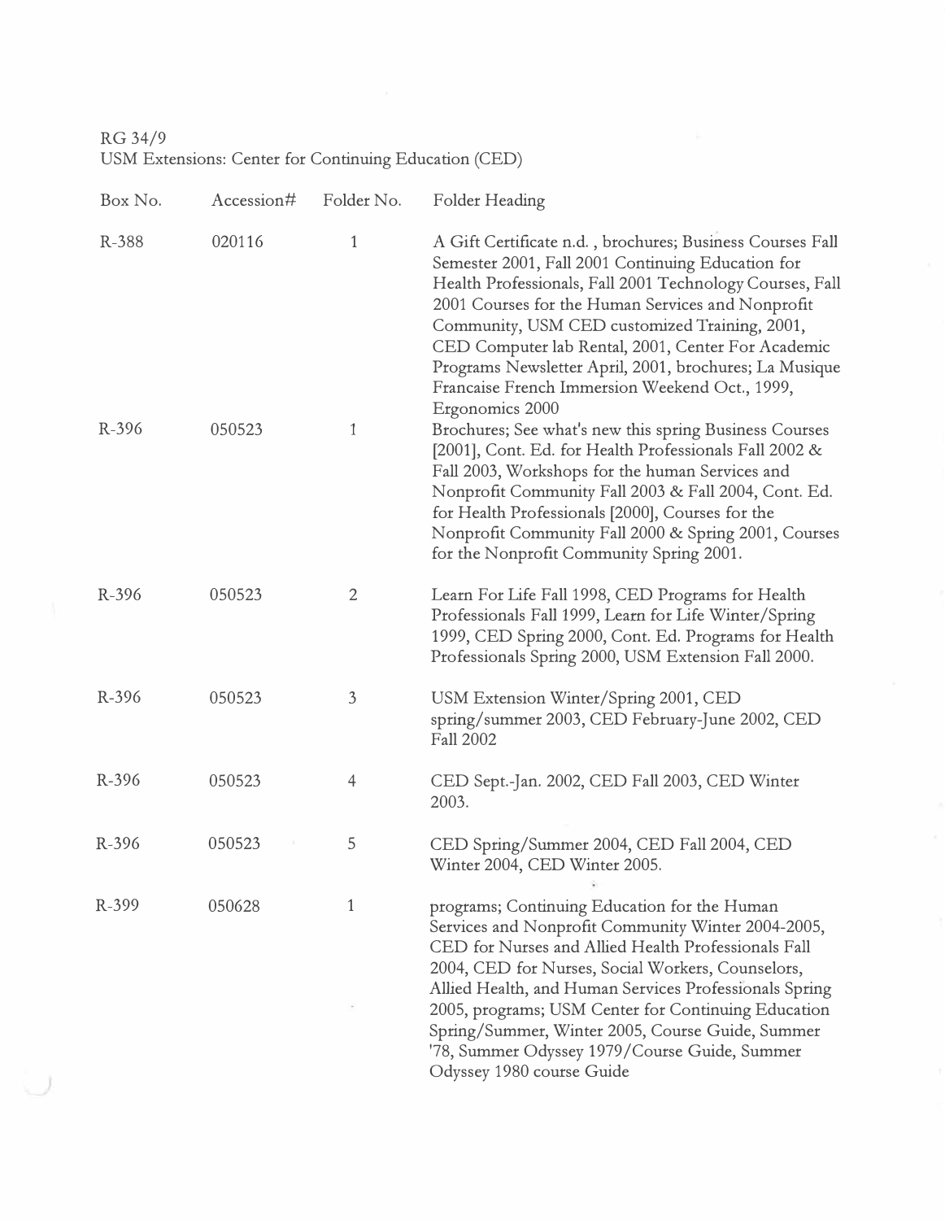RG 34/9
USM Extensions: Center for Continuing Education (CED)

| Box No. | Accession# | Folder No. | Folder Heading |
|---|---|---|---|
| R-388 | 020116 | 1 | A Gift Certificate n.d. , brochures; Business Courses Fall Semester 2001, Fall 2001 Continuing Education for Health Professionals, Fall 2001 Technology Courses, Fall 2001 Courses for the Human Services and Nonprofit Community, USM CED customized Training, 2001, CED Computer lab Rental, 2001, Center For Academic Programs Newsletter April, 2001, brochures; La Musique Francaise French Immersion Weekend Oct., 1999, Ergonomics 2000 |
| R-396 | 050523 | 1 | Brochures; See what's new this spring Business Courses [2001], Cont. Ed. for Health Professionals Fall 2002 & Fall 2003, Workshops for the human Services and Nonprofit Community Fall 2003 & Fall 2004, Cont. Ed. for Health Professionals [2000], Courses for the Nonprofit Community Fall 2000 & Spring 2001, Courses for the Nonprofit Community Spring 2001. |
| R-396 | 050523 | 2 | Learn For Life Fall 1998, CED Programs for Health Professionals Fall 1999, Learn for Life Winter/Spring 1999, CED Spring 2000, Cont. Ed. Programs for Health Professionals Spring 2000, USM Extension Fall 2000. |
| R-396 | 050523 | 3 | USM Extension Winter/Spring 2001, CED spring/summer 2003, CED February-June 2002, CED Fall 2002 |
| R-396 | 050523 | 4 | CED Sept.-Jan. 2002, CED Fall 2003, CED Winter 2003. |
| R-396 | 050523 | 5 | CED Spring/Summer 2004, CED Fall 2004, CED Winter 2004, CED Winter 2005. |
| R-399 | 050628 | 1 | programs; Continuing Education for the Human Services and Nonprofit Community Winter 2004-2005, CED for Nurses and Allied Health Professionals Fall 2004, CED for Nurses, Social Workers, Counselors, Allied Health, and Human Services Professionals Spring 2005, programs; USM Center for Continuing Education Spring/Summer, Winter 2005, Course Guide, Summer '78, Summer Odyssey 1979/Course Guide, Summer Odyssey 1980 course Guide |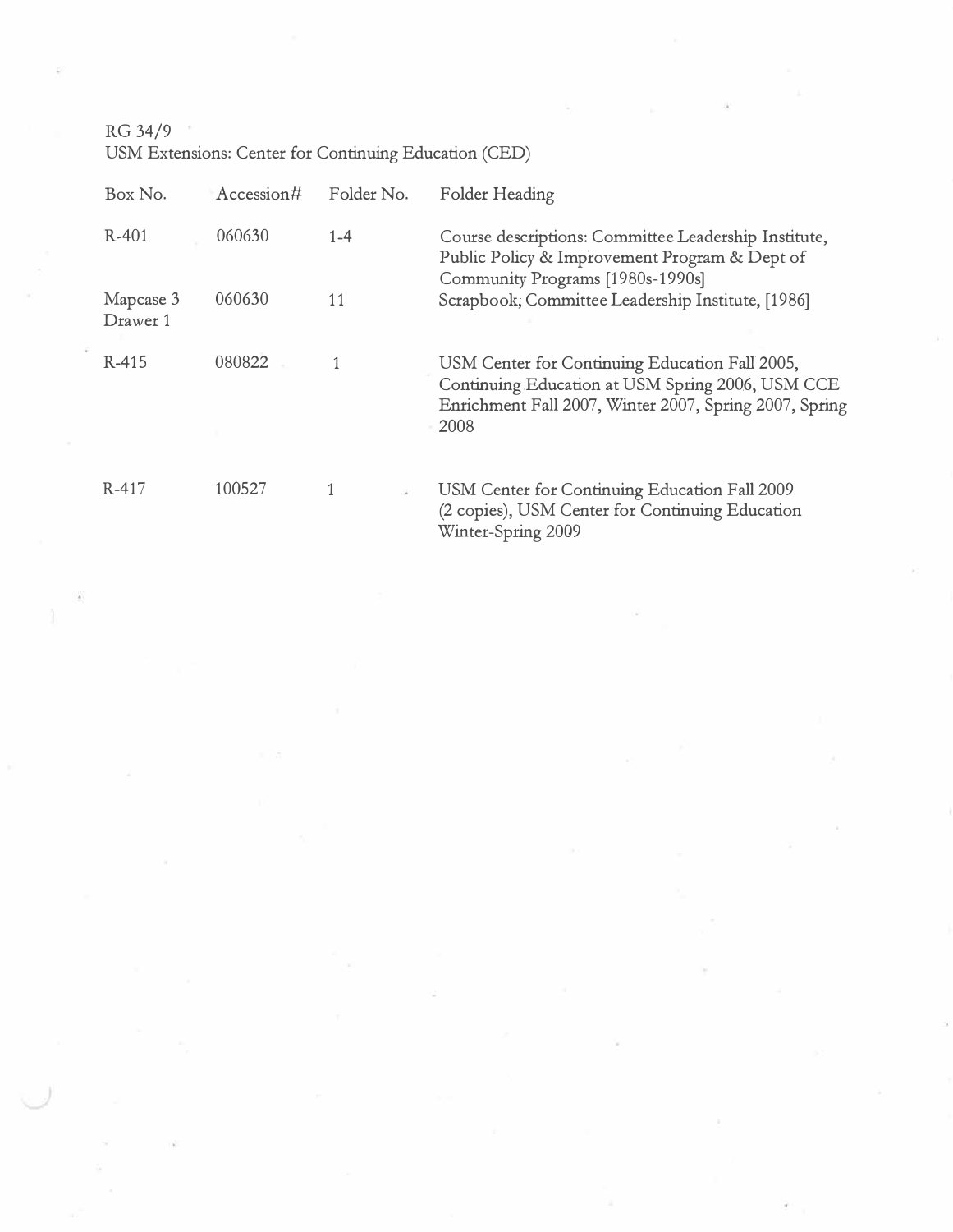RG 34/9
USM Extensions: Center for Continuing Education (CED)

| Box No. | Accession# | Folder No. | Folder Heading |
| --- | --- | --- | --- |
| R-401 | 060630 | 1-4 | Course descriptions: Committee Leadership Institute, Public Policy & Improvement Program & Dept of Community Programs [1980s-1990s] |
| Mapcase 3 Drawer 1 | 060630 | 11 | Scrapbook, Committee Leadership Institute, [1986] |
| R-415 | 080822 | 1 | USM Center for Continuing Education Fall 2005, Continuing Education at USM Spring 2006, USM CCE Enrichment Fall 2007, Winter 2007, Spring 2007, Spring 2008 |
| R-417 | 100527 | 1 | USM Center for Continuing Education Fall 2009 (2 copies), USM Center for Continuing Education Winter-Spring 2009 |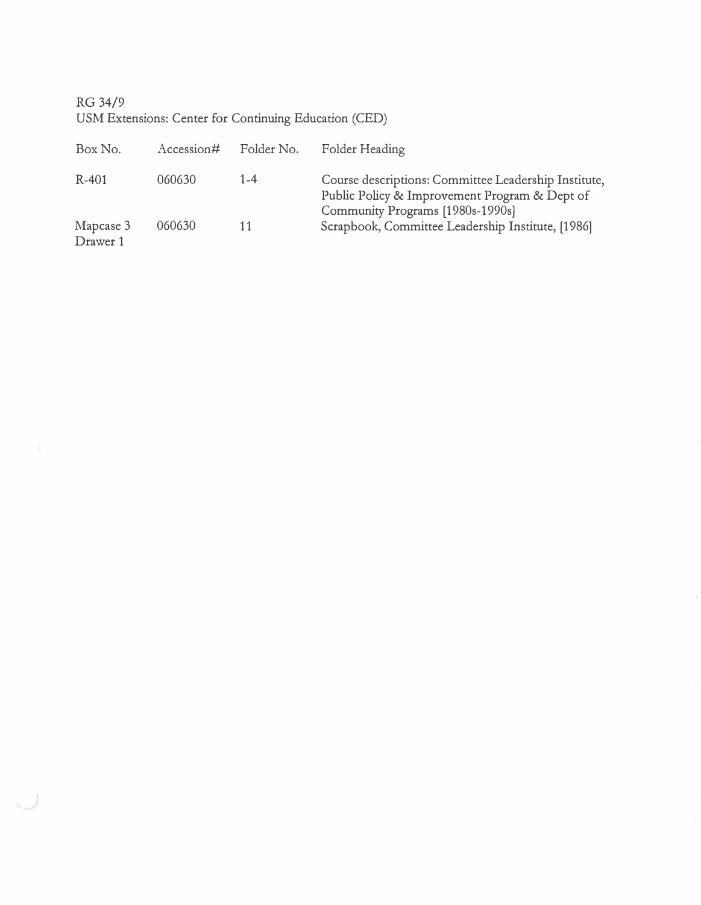RG 34/9
USM Extensions: Center for Continuing Education (CED)

| Box No. | Accession# | Folder No. | Folder Heading |
|---|---|---|---|
| R-401 | 060630 | 1-4 | Course descriptions: Committee Leadership Institute, Public Policy & Improvement Program & Dept of Community Programs [1980s-1990s] |
| Mapcase 3 Drawer 1 | 060630 | 11 | Scrapbook, Committee Leadership Institute, [1986] |